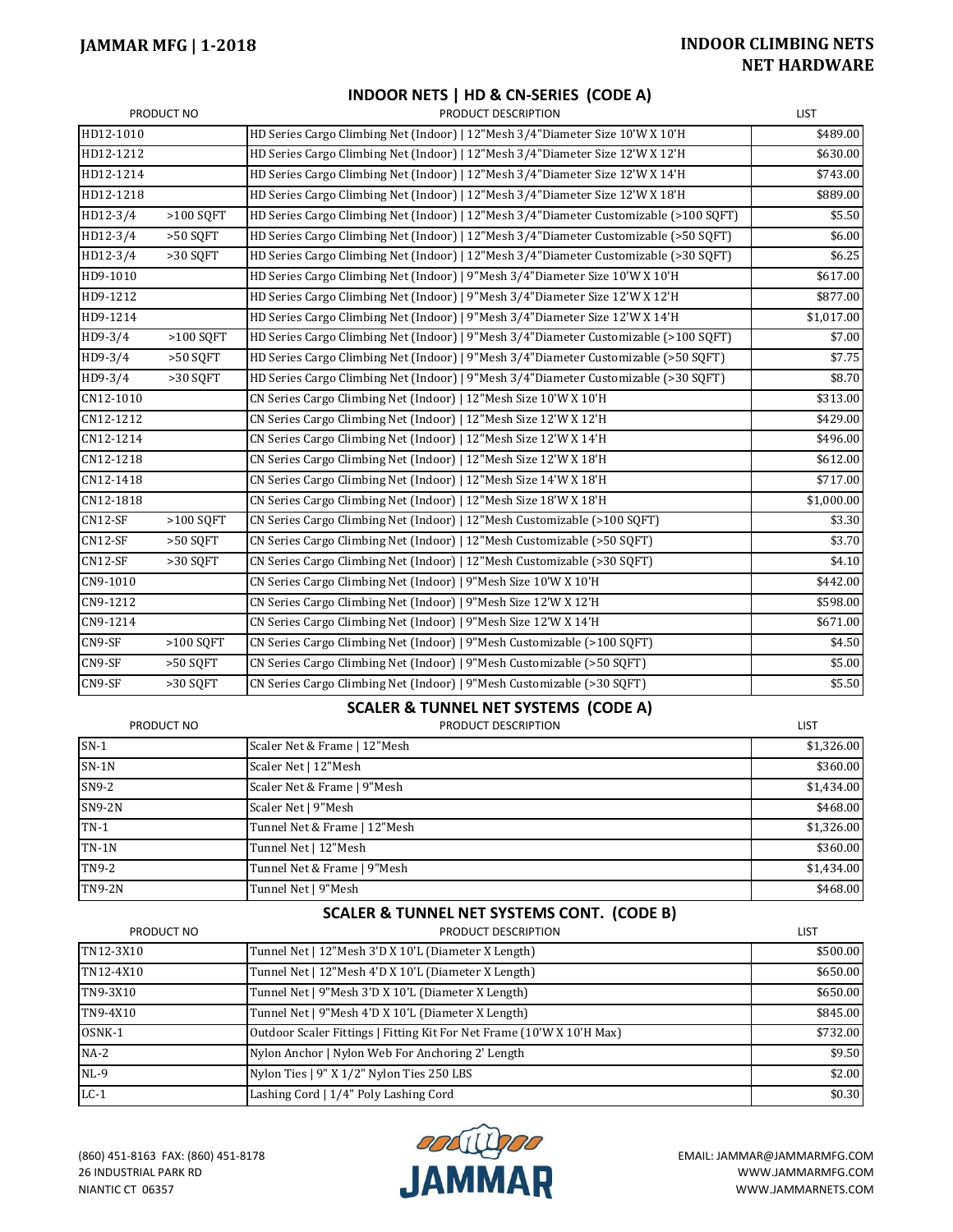# JAMMAR MFG | 1-2018

# INDOOR CLIMBING NETS
# NET HARDWARE

## INDOOR NETS | HD & CN-SERIES (CODE A)

| PRODUCT NO | | PRODUCT DESCRIPTION | LIST |
|---|---|---|---|
| HD12-1010 | | HD Series Cargo Climbing Net (Indoor) \| 12"Mesh 3/4"Diameter Size 10'W X 10'H | $489.00 |
| HD12-1212 | | HD Series Cargo Climbing Net (Indoor) \| 12"Mesh 3/4"Diameter Size 12'W X 12'H | $630.00 |
| HD12-1214 | | HD Series Cargo Climbing Net (Indoor) \| 12"Mesh 3/4"Diameter Size 12'W X 14'H | $743.00 |
| HD12-1218 | | HD Series Cargo Climbing Net (Indoor) \| 12"Mesh 3/4"Diameter Size 12'W X 18'H | $889.00 |
| HD12-3/4 | >100 SQFT | HD Series Cargo Climbing Net (Indoor) \| 12"Mesh 3/4"Diameter Customizable (>100 SQFT) | $5.50 |
| HD12-3/4 | >50 SQFT | HD Series Cargo Climbing Net (Indoor) \| 12"Mesh 3/4"Diameter Customizable (>50 SQFT) | $6.00 |
| HD12-3/4 | >30 SQFT | HD Series Cargo Climbing Net (Indoor) \| 12"Mesh 3/4"Diameter Customizable (>30 SQFT) | $6.25 |
| HD9-1010 | | HD Series Cargo Climbing Net (Indoor) \| 9"Mesh 3/4"Diameter Size 10'W X 10'H | $617.00 |
| HD9-1212 | | HD Series Cargo Climbing Net (Indoor) \| 9"Mesh 3/4"Diameter Size 12'W X 12'H | $877.00 |
| HD9-1214 | | HD Series Cargo Climbing Net (Indoor) \| 9"Mesh 3/4"Diameter Size 12'W X 14'H | $1,017.00 |
| HD9-3/4 | >100 SQFT | HD Series Cargo Climbing Net (Indoor) \| 9"Mesh 3/4"Diameter Customizable (>100 SQFT) | $7.00 |
| HD9-3/4 | >50 SQFT | HD Series Cargo Climbing Net (Indoor) \| 9"Mesh 3/4"Diameter Customizable (>50 SQFT) | $7.75 |
| HD9-3/4 | >30 SQFT | HD Series Cargo Climbing Net (Indoor) \| 9"Mesh 3/4"Diameter Customizable (>30 SQFT) | $8.70 |
| CN12-1010 | | CN Series Cargo Climbing Net (Indoor) \| 12"Mesh Size 10'W X 10'H | $313.00 |
| CN12-1212 | | CN Series Cargo Climbing Net (Indoor) \| 12"Mesh Size 12'W X 12'H | $429.00 |
| CN12-1214 | | CN Series Cargo Climbing Net (Indoor) \| 12"Mesh Size 12'W X 14'H | $496.00 |
| CN12-1218 | | CN Series Cargo Climbing Net (Indoor) \| 12"Mesh Size 12'W X 18'H | $612.00 |
| CN12-1418 | | CN Series Cargo Climbing Net (Indoor) \| 12"Mesh Size 14'W X 18'H | $717.00 |
| CN12-1818 | | CN Series Cargo Climbing Net (Indoor) \| 12"Mesh Size 18'W X 18'H | $1,000.00 |
| CN12-SF | >100 SQFT | CN Series Cargo Climbing Net (Indoor) \| 12"Mesh Customizable (>100 SQFT) | $3.30 |
| CN12-SF | >50 SQFT | CN Series Cargo Climbing Net (Indoor) \| 12"Mesh Customizable (>50 SQFT) | $3.70 |
| CN12-SF | >30 SQFT | CN Series Cargo Climbing Net (Indoor) \| 12"Mesh Customizable (>30 SQFT) | $4.10 |
| CN9-1010 | | CN Series Cargo Climbing Net (Indoor) \| 9"Mesh Size 10'W X 10'H | $442.00 |
| CN9-1212 | | CN Series Cargo Climbing Net (Indoor) \| 9"Mesh Size 12'W X 12'H | $598.00 |
| CN9-1214 | | CN Series Cargo Climbing Net (Indoor) \| 9"Mesh Size 12'W X 14'H | $671.00 |
| CN9-SF | >100 SQFT | CN Series Cargo Climbing Net (Indoor) \| 9"Mesh Customizable (>100 SQFT) | $4.50 |
| CN9-SF | >50 SQFT | CN Series Cargo Climbing Net (Indoor) \| 9"Mesh Customizable (>50 SQFT) | $5.00 |
| CN9-SF | >30 SQFT | CN Series Cargo Climbing Net (Indoor) \| 9"Mesh Customizable (>30 SQFT) | $5.50 |

## SCALER & TUNNEL NET SYSTEMS (CODE A)

| PRODUCT NO | PRODUCT DESCRIPTION | LIST |
|---|---|---|
| SN-1 | Scaler Net & Frame \| 12"Mesh | $1,326.00 |
| SN-1N | Scaler Net \| 12"Mesh | $360.00 |
| SN9-2 | Scaler Net & Frame \| 9"Mesh | $1,434.00 |
| SN9-2N | Scaler Net \| 9"Mesh | $468.00 |
| TN-1 | Tunnel Net & Frame \| 12"Mesh | $1,326.00 |
| TN-1N | Tunnel Net \| 12"Mesh | $360.00 |
| TN9-2 | Tunnel Net & Frame \| 9"Mesh | $1,434.00 |
| TN9-2N | Tunnel Net \| 9"Mesh | $468.00 |

## SCALER & TUNNEL NET SYSTEMS CONT. (CODE B)

| PRODUCT NO | PRODUCT DESCRIPTION | LIST |
|---|---|---|
| TN12-3X10 | Tunnel Net \| 12"Mesh 3'D X 10'L (Diameter X Length) | $500.00 |
| TN12-4X10 | Tunnel Net \| 12"Mesh 4'D X 10'L (Diameter X Length) | $650.00 |
| TN9-3X10 | Tunnel Net \| 9"Mesh 3'D X 10'L (Diameter X Length) | $650.00 |
| TN9-4X10 | Tunnel Net \| 9"Mesh 4'D X 10'L (Diameter X Length) | $845.00 |
| OSNK-1 | Outdoor Scaler Fittings \| Fitting Kit For Net Frame (10'W X 10'H Max) | $732.00 |
| NA-2 | Nylon Anchor \| Nylon Web For Anchoring 2' Length | $9.50 |
| NL-9 | Nylon Ties \| 9" X 1/2" Nylon Ties 250 LBS | $2.00 |
| LC-1 | Lashing Cord \| 1/4" Poly Lashing Cord | $0.30 |

(860) 451-8163 FAX: (860) 451-8178
26 INDUSTRIAL PARK RD
NIANTIC CT 06357

JAMMAR

EMAIL: JAMMAR@JAMMARMFG.COM
WWW.JAMMARMFG.COM
WWW.JAMMARNETS.COM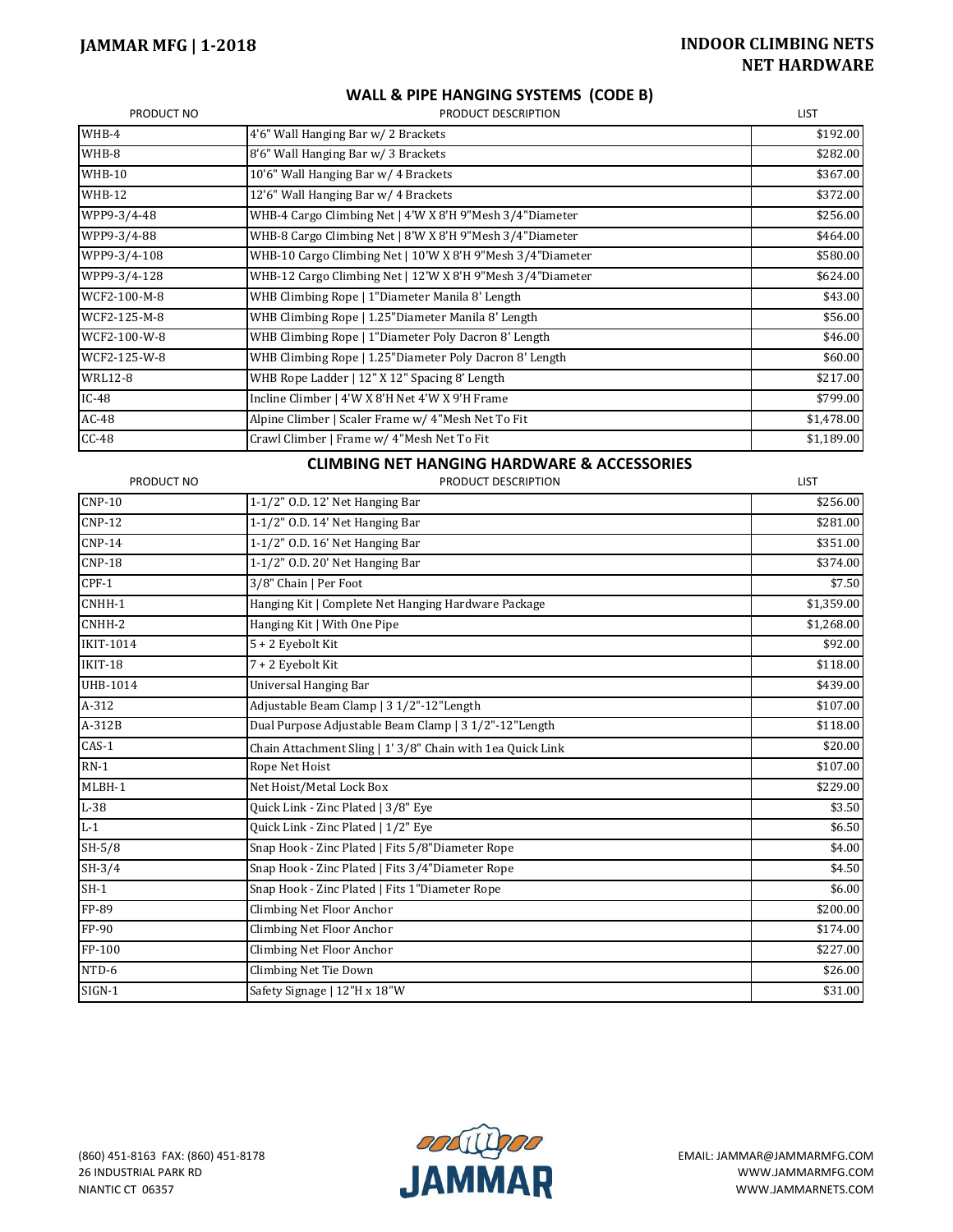# JAMMAR MFG | 1-2018

## INDOOR CLIMBING NETS
## NET HARDWARE

### WALL & PIPE HANGING SYSTEMS (CODE B)

| PRODUCT NO | PRODUCT DESCRIPTION | LIST |
|---|---|---|
| WHB-4 | 4'6" Wall Hanging Bar w/ 2 Brackets | $192.00 |
| WHB-8 | 8'6" Wall Hanging Bar w/ 3 Brackets | $282.00 |
| WHB-10 | 10'6" Wall Hanging Bar w/ 4 Brackets | $367.00 |
| WHB-12 | 12'6" Wall Hanging Bar w/ 4 Brackets | $372.00 |
| WPP9-3/4-48 | WHB-4 Cargo Climbing Net \| 4'W X 8'H 9"Mesh 3/4"Diameter | $256.00 |
| WPP9-3/4-88 | WHB-8 Cargo Climbing Net \| 8'W X 8'H 9"Mesh 3/4"Diameter | $464.00 |
| WPP9-3/4-108 | WHB-10 Cargo Climbing Net \| 10'W X 8'H 9"Mesh 3/4"Diameter | $580.00 |
| WPP9-3/4-128 | WHB-12 Cargo Climbing Net \| 12'W X 8'H 9"Mesh 3/4"Diameter | $624.00 |
| WCF2-100-M-8 | WHB Climbing Rope \| 1"Diameter Manila 8' Length | $43.00 |
| WCF2-125-M-8 | WHB Climbing Rope \| 1.25"Diameter Manila 8' Length | $56.00 |
| WCF2-100-W-8 | WHB Climbing Rope \| 1"Diameter Poly Dacron 8' Length | $46.00 |
| WCF2-125-W-8 | WHB Climbing Rope \| 1.25"Diameter Poly Dacron 8' Length | $60.00 |
| WRL12-8 | WHB Rope Ladder \| 12" X 12" Spacing 8' Length | $217.00 |
| IC-48 | Incline Climber \| 4'W X 8'H Net 4'W X 9'H Frame | $799.00 |
| AC-48 | Alpine Climber \| Scaler Frame w/ 4"Mesh Net To Fit | $1,478.00 |
| CC-48 | Crawl Climber \| Frame w/ 4"Mesh Net To Fit | $1,189.00 |

### CLIMBING NET HANGING HARDWARE & ACCESSORIES

| PRODUCT NO | PRODUCT DESCRIPTION | LIST |
|---|---|---|
| CNP-10 | 1-1/2" O.D. 12' Net Hanging Bar | $256.00 |
| CNP-12 | 1-1/2" O.D. 14' Net Hanging Bar | $281.00 |
| CNP-14 | 1-1/2" O.D. 16' Net Hanging Bar | $351.00 |
| CNP-18 | 1-1/2" O.D. 20' Net Hanging Bar | $374.00 |
| CPF-1 | 3/8" Chain \| Per Foot | $7.50 |
| CNHH-1 | Hanging Kit \| Complete Net Hanging Hardware Package | $1,359.00 |
| CNHH-2 | Hanging Kit \| With One Pipe | $1,268.00 |
| IKIT-1014 | 5 + 2 Eyebolt Kit | $92.00 |
| IKIT-18 | 7 + 2 Eyebolt Kit | $118.00 |
| UHB-1014 | Universal Hanging Bar | $439.00 |
| A-312 | Adjustable Beam Clamp \| 3 1/2"-12"Length | $107.00 |
| A-312B | Dual Purpose Adjustable Beam Clamp \| 3 1/2"-12"Length | $118.00 |
| CAS-1 | Chain Attachment Sling \| 1' 3/8" Chain with 1ea Quick Link | $20.00 |
| RN-1 | Rope Net Hoist | $107.00 |
| MLBH-1 | Net Hoist/Metal Lock Box | $229.00 |
| L-38 | Quick Link - Zinc Plated \| 3/8" Eye | $3.50 |
| L-1 | Quick Link - Zinc Plated \| 1/2" Eye | $6.50 |
| SH-5/8 | Snap Hook - Zinc Plated \| Fits 5/8"Diameter Rope | $4.00 |
| SH-3/4 | Snap Hook - Zinc Plated \| Fits 3/4"Diameter Rope | $4.50 |
| SH-1 | Snap Hook - Zinc Plated \| Fits 1"Diameter Rope | $6.00 |
| FP-89 | Climbing Net Floor Anchor | $200.00 |
| FP-90 | Climbing Net Floor Anchor | $174.00 |
| FP-100 | Climbing Net Floor Anchor | $227.00 |
| NTD-6 | Climbing Net Tie Down | $26.00 |
| SIGN-1 | Safety Signage \| 12"H x 18"W | $31.00 |

(860) 451-8163 FAX: (860) 451-8178
26 INDUSTRIAL PARK RD
NIANTIC CT 06357

JAMMAR

EMAIL: JAMMAR@JAMMARMFG.COM
WWW.JAMMARMFG.COM
WWW.JAMMARNETS.COM